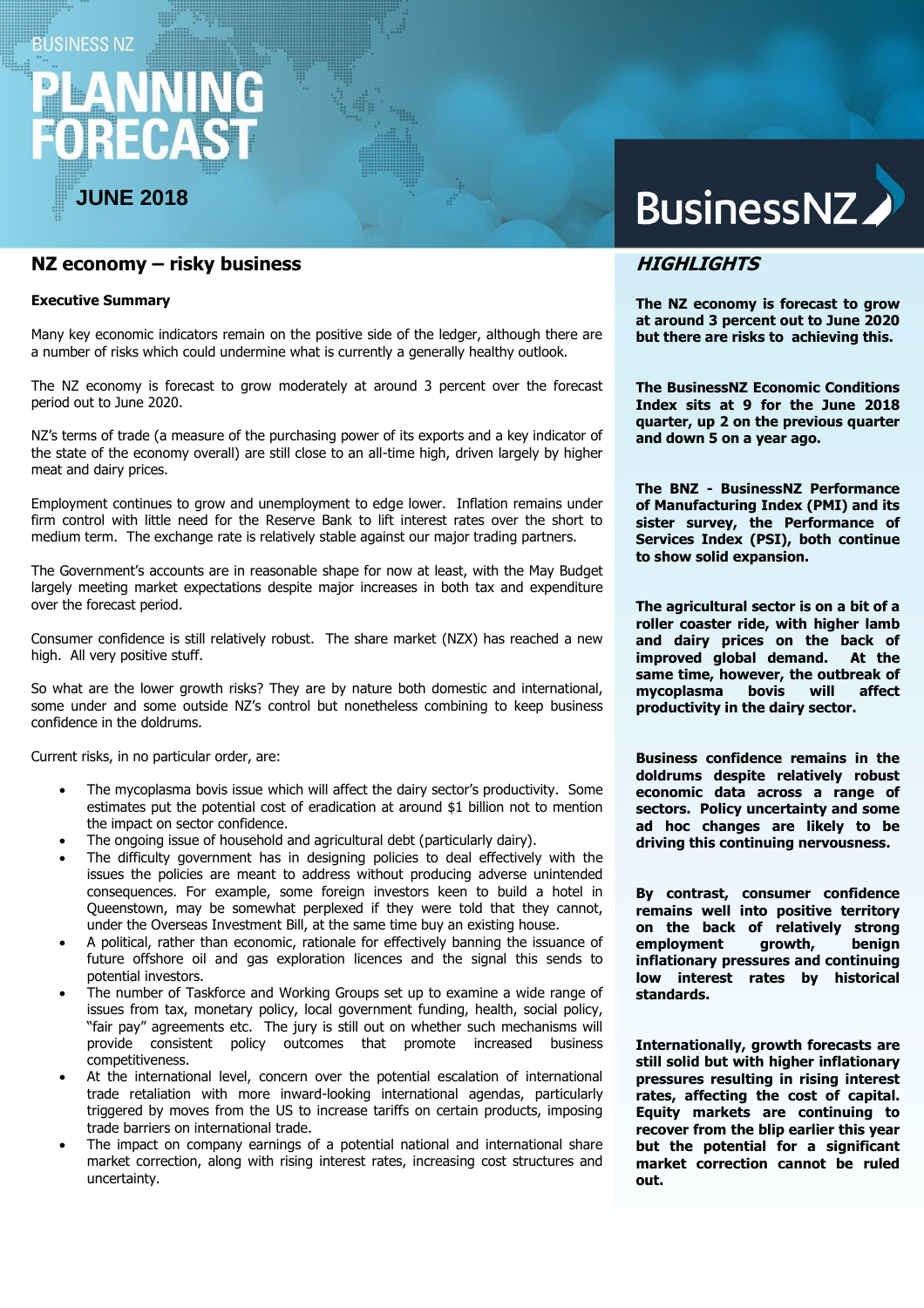BUSINESS NZ

# PLANNING FORECAST

**JUNE 2018**

BusinessNZ

## NZ economy – risky business

**Executive Summary**

Many key economic indicators remain on the positive side of the ledger, although there are a number of risks which could undermine what is currently a generally healthy outlook.

The NZ economy is forecast to grow moderately at around 3 percent over the forecast period out to June 2020.

NZ's terms of trade (a measure of the purchasing power of its exports and a key indicator of the state of the economy overall) are still close to an all-time high, driven largely by higher meat and dairy prices.

Employment continues to grow and unemployment to edge lower. Inflation remains under firm control with little need for the Reserve Bank to lift interest rates over the short to medium term. The exchange rate is relatively stable against our major trading partners.

The Government's accounts are in reasonable shape for now at least, with the May Budget largely meeting market expectations despite major increases in both tax and expenditure over the forecast period.

Consumer confidence is still relatively robust. The share market (NZX) has reached a new high. All very positive stuff.

So what are the lower growth risks? They are by nature both domestic and international, some under and some outside NZ's control but nonetheless combining to keep business confidence in the doldrums.

Current risks, in no particular order, are:

- The mycoplasma bovis issue which will affect the dairy sector's productivity. Some estimates put the potential cost of eradication at around $1 billion not to mention the impact on sector confidence.
- The ongoing issue of household and agricultural debt (particularly dairy).
- The difficulty government has in designing policies to deal effectively with the issues the policies are meant to address without producing adverse unintended consequences. For example, some foreign investors keen to build a hotel in Queenstown, may be somewhat perplexed if they were told that they cannot, under the Overseas Investment Bill, at the same time buy an existing house.
- A political, rather than economic, rationale for effectively banning the issuance of future offshore oil and gas exploration licences and the signal this sends to potential investors.
- The number of Taskforce and Working Groups set up to examine a wide range of issues from tax, monetary policy, local government funding, health, social policy, "fair pay" agreements etc. The jury is still out on whether such mechanisms will provide consistent policy outcomes that promote increased business competitiveness.
- At the international level, concern over the potential escalation of international trade retaliation with more inward-looking international agendas, particularly triggered by moves from the US to increase tariffs on certain products, imposing trade barriers on international trade.
- The impact on company earnings of a potential national and international share market correction, along with rising interest rates, increasing cost structures and uncertainty.

## *HIGHLIGHTS*

**The NZ economy is forecast to grow at around 3 percent out to June 2020 but there are risks to achieving this.**

**The BusinessNZ Economic Conditions Index sits at 9 for the June 2018 quarter, up 2 on the previous quarter and down 5 on a year ago.**

**The BNZ - BusinessNZ Performance of Manufacturing Index (PMI) and its sister survey, the Performance of Services Index (PSI), both continue to show solid expansion.**

**The agricultural sector is on a bit of a roller coaster ride, with higher lamb and dairy prices on the back of improved global demand. At the same time, however, the outbreak of mycoplasma bovis will affect productivity in the dairy sector.**

**Business confidence remains in the doldrums despite relatively robust economic data across a range of sectors. Policy uncertainty and some ad hoc changes are likely to be driving this continuing nervousness.**

**By contrast, consumer confidence remains well into positive territory on the back of relatively strong employment growth, benign inflationary pressures and continuing low interest rates by historical standards.**

**Internationally, growth forecasts are still solid but with higher inflationary pressures resulting in rising interest rates, affecting the cost of capital. Equity markets are continuing to recover from the blip earlier this year but the potential for a significant market correction cannot be ruled out.**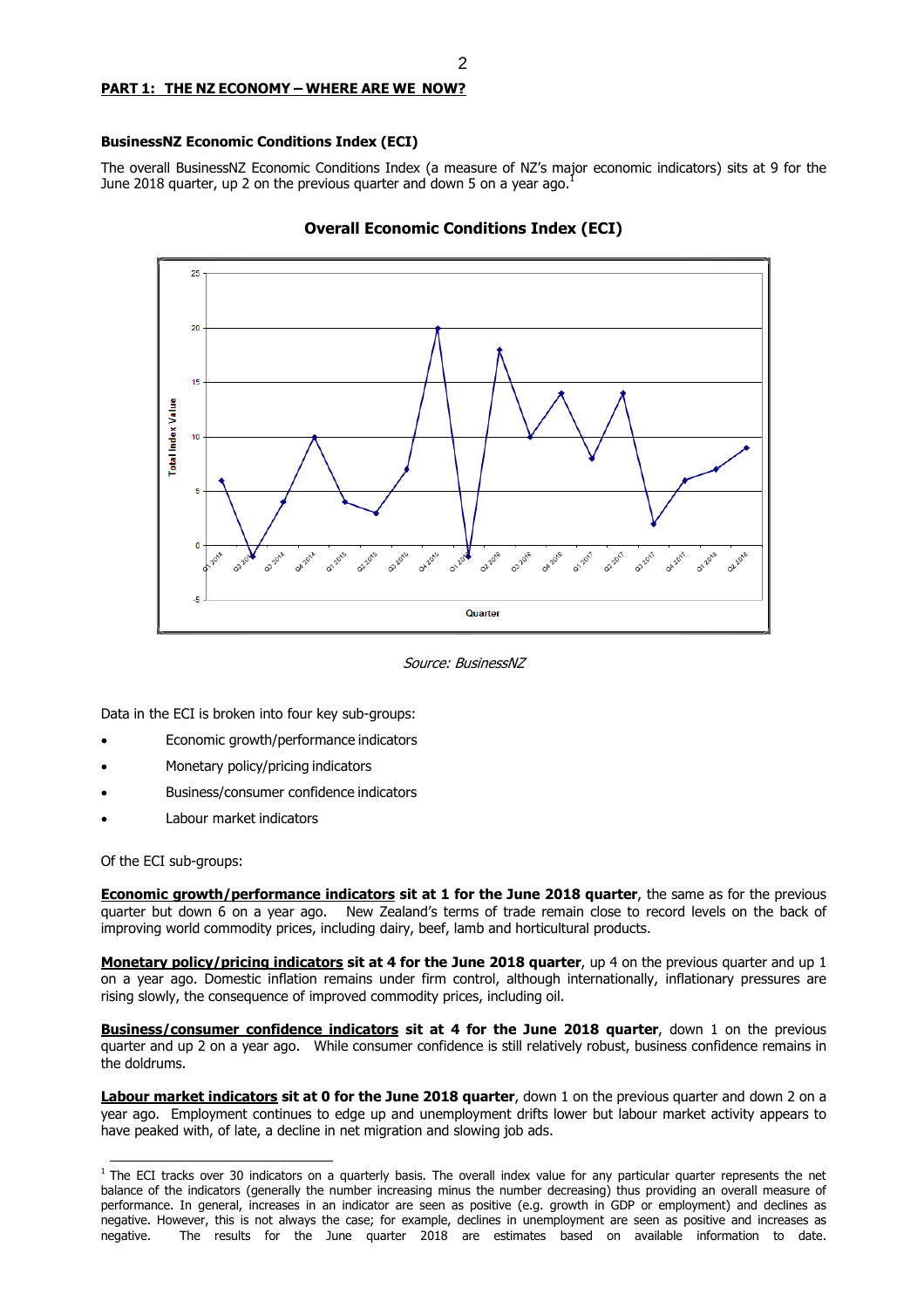## PART 1: THE NZ ECONOMY – WHERE ARE WE NOW?

### BusinessNZ Economic Conditions Index (ECI)

The overall BusinessNZ Economic Conditions Index (a measure of NZ's major economic indicators) sits at 9 for the June 2018 quarter, up 2 on the previous quarter and down 5 on a year ago.[1]

**Overall Economic Conditions Index (ECI)**

*Source: BusinessNZ*

Data in the ECI is broken into four key sub-groups:

- Economic growth/performance indicators
- Monetary policy/pricing indicators
- Business/consumer confidence indicators
- Labour market indicators

Of the ECI sub-groups:

**Economic growth/performance indicators sit at 1 for the June 2018 quarter**, the same as for the previous quarter but down 6 on a year ago. New Zealand's terms of trade remain close to record levels on the back of improving world commodity prices, including dairy, beef, lamb and horticultural products.

**Monetary policy/pricing indicators sit at 4 for the June 2018 quarter**, up 4 on the previous quarter and up 1 on a year ago. Domestic inflation remains under firm control, although internationally, inflationary pressures are rising slowly, the consequence of improved commodity prices, including oil.

**Business/consumer confidence indicators sit at 4 for the June 2018 quarter**, down 1 on the previous quarter and up 2 on a year ago. While consumer confidence is still relatively robust, business confidence remains in the doldrums.

**Labour market indicators sit at 0 for the June 2018 quarter**, down 1 on the previous quarter and down 2 on a year ago. Employment continues to edge up and unemployment drifts lower but labour market activity appears to have peaked with, of late, a decline in net migration and slowing job ads.

[1] The ECI tracks over 30 indicators on a quarterly basis. The overall index value for any particular quarter represents the net balance of the indicators (generally the number increasing minus the number decreasing) thus providing an overall measure of performance. In general, increases in an indicator are seen as positive (e.g. growth in GDP or employment) and declines as negative. However, this is not always the case; for example, declines in unemployment are seen as positive and increases as negative. The results for the June quarter 2018 are estimates based on available information to date.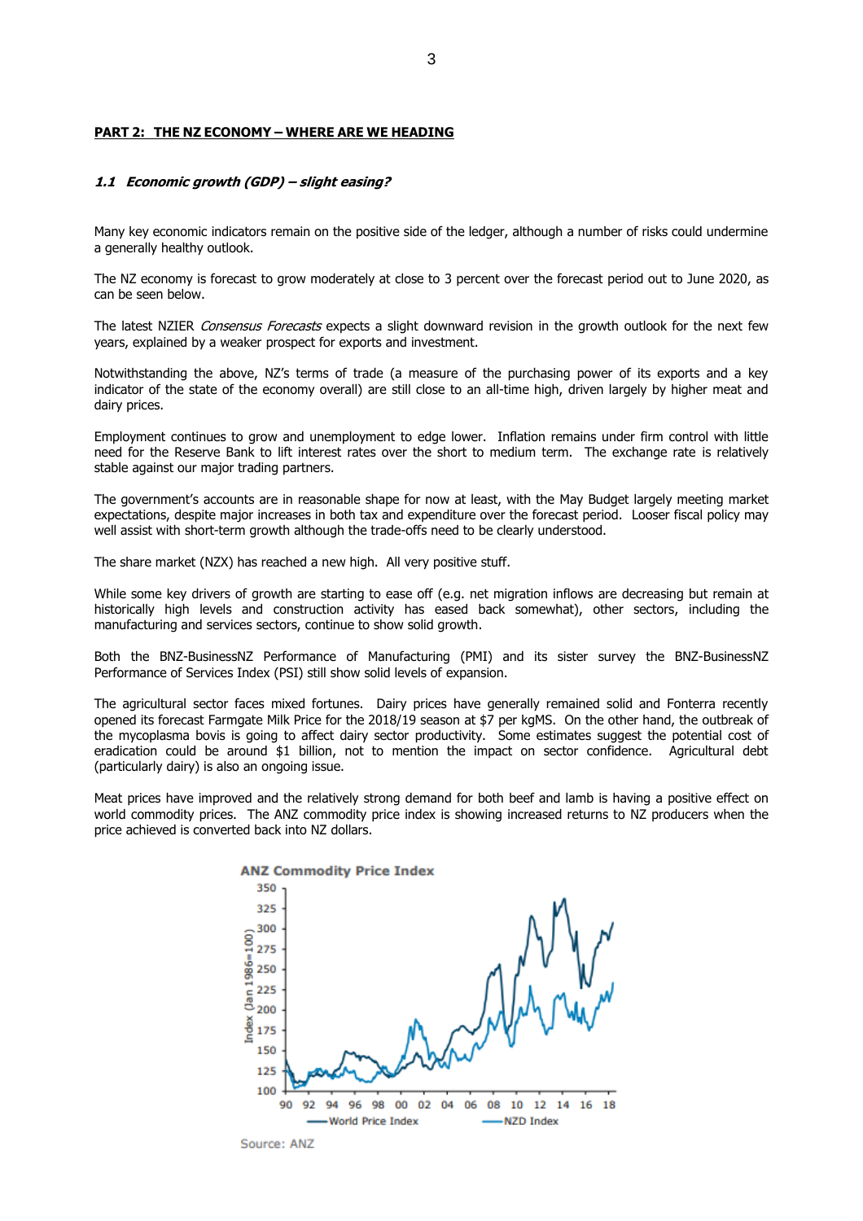## PART 2: THE NZ ECONOMY – WHERE ARE WE HEADING

### *1.1 Economic growth (GDP) – slight easing?*

Many key economic indicators remain on the positive side of the ledger, although a number of risks could undermine a generally healthy outlook.

The NZ economy is forecast to grow moderately at close to 3 percent over the forecast period out to June 2020, as can be seen below.

The latest NZIER *Consensus Forecasts* expects a slight downward revision in the growth outlook for the next few years, explained by a weaker prospect for exports and investment.

Notwithstanding the above, NZ's terms of trade (a measure of the purchasing power of its exports and a key indicator of the state of the economy overall) are still close to an all-time high, driven largely by higher meat and dairy prices.

Employment continues to grow and unemployment to edge lower. Inflation remains under firm control with little need for the Reserve Bank to lift interest rates over the short to medium term. The exchange rate is relatively stable against our major trading partners.

The government's accounts are in reasonable shape for now at least, with the May Budget largely meeting market expectations, despite major increases in both tax and expenditure over the forecast period. Looser fiscal policy may well assist with short-term growth although the trade-offs need to be clearly understood.

The share market (NZX) has reached a new high. All very positive stuff.

While some key drivers of growth are starting to ease off (e.g. net migration inflows are decreasing but remain at historically high levels and construction activity has eased back somewhat), other sectors, including the manufacturing and services sectors, continue to show solid growth.

Both the BNZ-BusinessNZ Performance of Manufacturing (PMI) and its sister survey the BNZ-BusinessNZ Performance of Services Index (PSI) still show solid levels of expansion.

The agricultural sector faces mixed fortunes. Dairy prices have generally remained solid and Fonterra recently opened its forecast Farmgate Milk Price for the 2018/19 season at $7 per kgMS. On the other hand, the outbreak of the mycoplasma bovis is going to affect dairy sector productivity. Some estimates suggest the potential cost of eradication could be around $1 billion, not to mention the impact on sector confidence. Agricultural debt (particularly dairy) is also an ongoing issue.

Meat prices have improved and the relatively strong demand for both beef and lamb is having a positive effect on world commodity prices. The ANZ commodity price index is showing increased returns to NZ producers when the price achieved is converted back into NZ dollars.

**ANZ Commodity Price Index**

Source: ANZ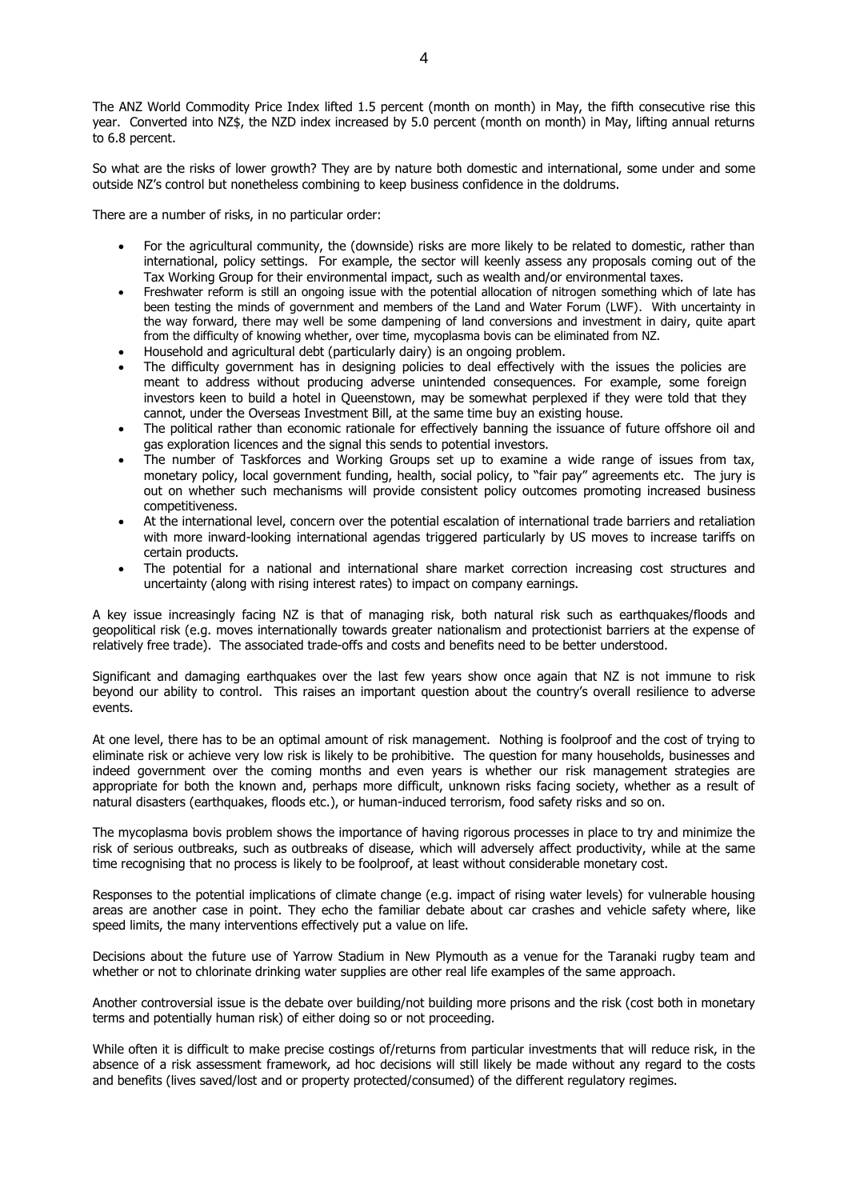The ANZ World Commodity Price Index lifted 1.5 percent (month on month) in May, the fifth consecutive rise this year. Converted into NZ$, the NZD index increased by 5.0 percent (month on month) in May, lifting annual returns to 6.8 percent.

So what are the risks of lower growth? They are by nature both domestic and international, some under and some outside NZ's control but nonetheless combining to keep business confidence in the doldrums.

There are a number of risks, in no particular order:

- For the agricultural community, the (downside) risks are more likely to be related to domestic, rather than international, policy settings. For example, the sector will keenly assess any proposals coming out of the Tax Working Group for their environmental impact, such as wealth and/or environmental taxes.
- Freshwater reform is still an ongoing issue with the potential allocation of nitrogen something which of late has been testing the minds of government and members of the Land and Water Forum (LWF). With uncertainty in the way forward, there may well be some dampening of land conversions and investment in dairy, quite apart from the difficulty of knowing whether, over time, mycoplasma bovis can be eliminated from NZ.
- Household and agricultural debt (particularly dairy) is an ongoing problem.
- The difficulty government has in designing policies to deal effectively with the issues the policies are meant to address without producing adverse unintended consequences. For example, some foreign investors keen to build a hotel in Queenstown, may be somewhat perplexed if they were told that they cannot, under the Overseas Investment Bill, at the same time buy an existing house.
- The political rather than economic rationale for effectively banning the issuance of future offshore oil and gas exploration licences and the signal this sends to potential investors.
- The number of Taskforces and Working Groups set up to examine a wide range of issues from tax, monetary policy, local government funding, health, social policy, to "fair pay" agreements etc. The jury is out on whether such mechanisms will provide consistent policy outcomes promoting increased business competitiveness.
- At the international level, concern over the potential escalation of international trade barriers and retaliation with more inward-looking international agendas triggered particularly by US moves to increase tariffs on certain products.
- The potential for a national and international share market correction increasing cost structures and uncertainty (along with rising interest rates) to impact on company earnings.

A key issue increasingly facing NZ is that of managing risk, both natural risk such as earthquakes/floods and geopolitical risk (e.g. moves internationally towards greater nationalism and protectionist barriers at the expense of relatively free trade). The associated trade-offs and costs and benefits need to be better understood.

Significant and damaging earthquakes over the last few years show once again that NZ is not immune to risk beyond our ability to control. This raises an important question about the country's overall resilience to adverse events.

At one level, there has to be an optimal amount of risk management. Nothing is foolproof and the cost of trying to eliminate risk or achieve very low risk is likely to be prohibitive. The question for many households, businesses and indeed government over the coming months and even years is whether our risk management strategies are appropriate for both the known and, perhaps more difficult, unknown risks facing society, whether as a result of natural disasters (earthquakes, floods etc.), or human-induced terrorism, food safety risks and so on.

The mycoplasma bovis problem shows the importance of having rigorous processes in place to try and minimize the risk of serious outbreaks, such as outbreaks of disease, which will adversely affect productivity, while at the same time recognising that no process is likely to be foolproof, at least without considerable monetary cost.

Responses to the potential implications of climate change (e.g. impact of rising water levels) for vulnerable housing areas are another case in point. They echo the familiar debate about car crashes and vehicle safety where, like speed limits, the many interventions effectively put a value on life.

Decisions about the future use of Yarrow Stadium in New Plymouth as a venue for the Taranaki rugby team and whether or not to chlorinate drinking water supplies are other real life examples of the same approach.

Another controversial issue is the debate over building/not building more prisons and the risk (cost both in monetary terms and potentially human risk) of either doing so or not proceeding.

While often it is difficult to make precise costings of/returns from particular investments that will reduce risk, in the absence of a risk assessment framework, ad hoc decisions will still likely be made without any regard to the costs and benefits (lives saved/lost and or property protected/consumed) of the different regulatory regimes.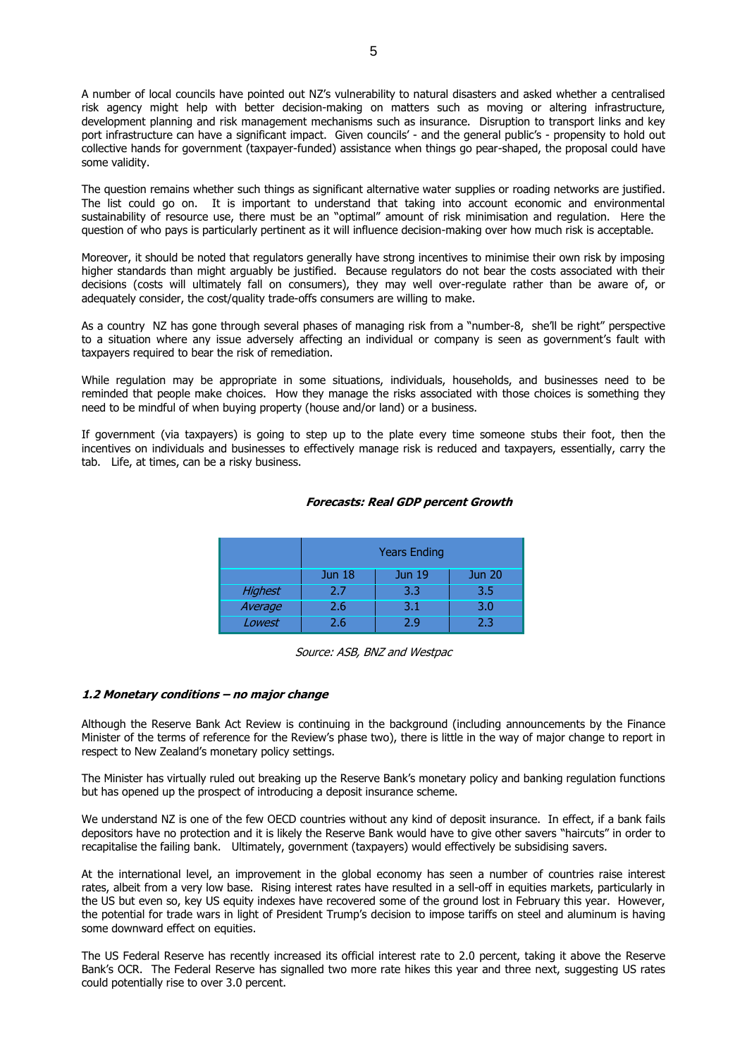A number of local councils have pointed out NZ's vulnerability to natural disasters and asked whether a centralised risk agency might help with better decision-making on matters such as moving or altering infrastructure, development planning and risk management mechanisms such as insurance. Disruption to transport links and key port infrastructure can have a significant impact. Given councils' - and the general public's - propensity to hold out collective hands for government (taxpayer-funded) assistance when things go pear-shaped, the proposal could have some validity.

The question remains whether such things as significant alternative water supplies or roading networks are justified. The list could go on. It is important to understand that taking into account economic and environmental sustainability of resource use, there must be an "optimal" amount of risk minimisation and regulation. Here the question of who pays is particularly pertinent as it will influence decision-making over how much risk is acceptable.

Moreover, it should be noted that regulators generally have strong incentives to minimise their own risk by imposing higher standards than might arguably be justified. Because regulators do not bear the costs associated with their decisions (costs will ultimately fall on consumers), they may well over-regulate rather than be aware of, or adequately consider, the cost/quality trade-offs consumers are willing to make.

As a country NZ has gone through several phases of managing risk from a "number-8, she'll be right" perspective to a situation where any issue adversely affecting an individual or company is seen as government's fault with taxpayers required to bear the risk of remediation.

While regulation may be appropriate in some situations, individuals, households, and businesses need to be reminded that people make choices. How they manage the risks associated with those choices is something they need to be mindful of when buying property (house and/or land) or a business.

If government (via taxpayers) is going to step up to the plate every time someone stubs their foot, then the incentives on individuals and businesses to effectively manage risk is reduced and taxpayers, essentially, carry the tab. Life, at times, can be a risky business.

***Forecasts: Real GDP percent Growth***

| | Years Ending | | |
|---|---|---|---|
| | Jun 18 | Jun 19 | Jun 20 |
| *Highest* | 2.7 | 3.3 | 3.5 |
| *Average* | 2.6 | 3.1 | 3.0 |
| *Lowest* | 2.6 | 2.9 | 2.3 |

*Source: ASB, BNZ and Westpac*

### ***1.2 Monetary conditions – no major change***

Although the Reserve Bank Act Review is continuing in the background (including announcements by the Finance Minister of the terms of reference for the Review's phase two), there is little in the way of major change to report in respect to New Zealand's monetary policy settings.

The Minister has virtually ruled out breaking up the Reserve Bank's monetary policy and banking regulation functions but has opened up the prospect of introducing a deposit insurance scheme.

We understand NZ is one of the few OECD countries without any kind of deposit insurance. In effect, if a bank fails depositors have no protection and it is likely the Reserve Bank would have to give other savers "haircuts" in order to recapitalise the failing bank. Ultimately, government (taxpayers) would effectively be subsidising savers.

At the international level, an improvement in the global economy has seen a number of countries raise interest rates, albeit from a very low base. Rising interest rates have resulted in a sell-off in equities markets, particularly in the US but even so, key US equity indexes have recovered some of the ground lost in February this year. However, the potential for trade wars in light of President Trump's decision to impose tariffs on steel and aluminum is having some downward effect on equities.

The US Federal Reserve has recently increased its official interest rate to 2.0 percent, taking it above the Reserve Bank's OCR. The Federal Reserve has signalled two more rate hikes this year and three next, suggesting US rates could potentially rise to over 3.0 percent.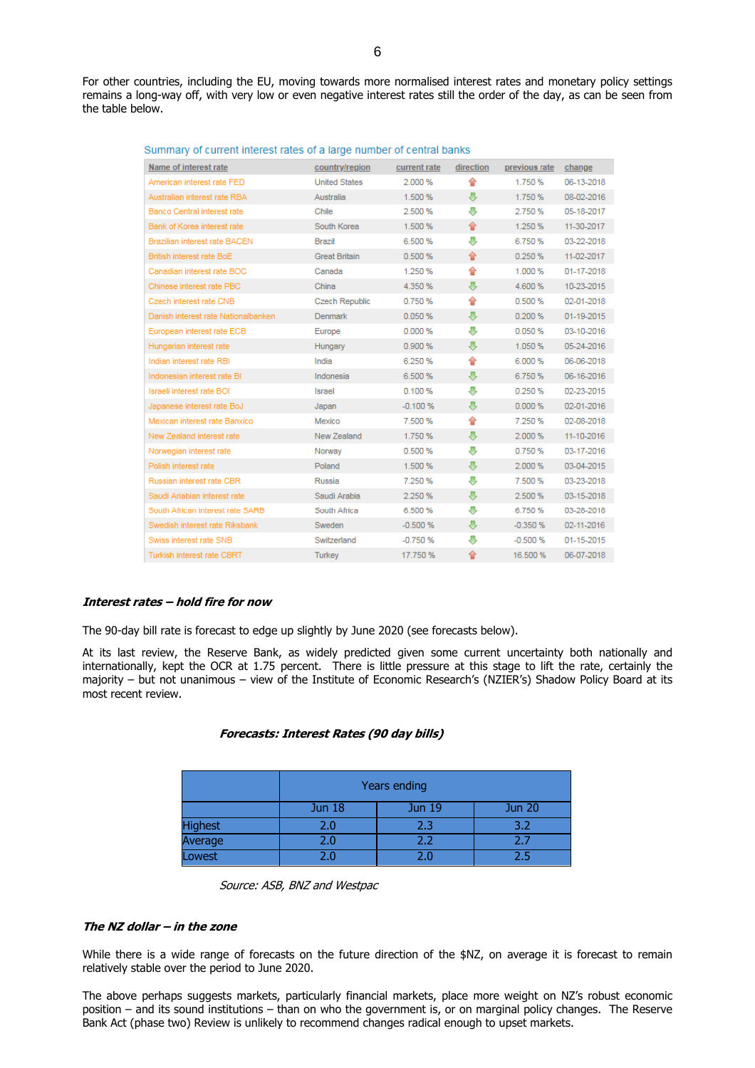For other countries, including the EU, moving towards more normalised interest rates and monetary policy settings remains a long-way off, with very low or even negative interest rates still the order of the day, as can be seen from the table below.

Summary of current interest rates of a large number of central banks

| Name of interest rate | country/region | current rate | direction | previous rate | change |
|---|---|---|---|---|---|
| American interest rate FED | United States | 2.000 % | ↑ | 1.750 % | 06-13-2018 |
| Australian interest rate RBA | Australia | 1.500 % | ↓ | 1.750 % | 08-02-2016 |
| Banco Central interest rate | Chile | 2.500 % | ↓ | 2.750 % | 05-18-2017 |
| Bank of Korea interest rate | South Korea | 1.500 % | ↑ | 1.250 % | 11-30-2017 |
| Brazilian interest rate BACEN | Brazil | 6.500 % | ↓ | 6.750 % | 03-22-2018 |
| British interest rate BoE | Great Britain | 0.500 % | ↑ | 0.250 % | 11-02-2017 |
| Canadian interest rate BOC | Canada | 1.250 % | ↑ | 1.000 % | 01-17-2018 |
| Chinese interest rate PBC | China | 4.350 % | ↓ | 4.600 % | 10-23-2015 |
| Czech interest rate CNB | Czech Republic | 0.750 % | ↑ | 0.500 % | 02-01-2018 |
| Danish interest rate Nationalbanken | Denmark | 0.050 % | ↓ | 0.200 % | 01-19-2015 |
| European interest rate ECB | Europe | 0.000 % | ↓ | 0.050 % | 03-10-2016 |
| Hungarian interest rate | Hungary | 0.900 % | ↓ | 1.050 % | 05-24-2016 |
| Indian interest rate RBI | India | 6.250 % | ↑ | 6.000 % | 06-06-2018 |
| Indonesian interest rate BI | Indonesia | 6.500 % | ↓ | 6.750 % | 06-16-2016 |
| Israeli interest rate BOI | Israel | 0.100 % | ↓ | 0.250 % | 02-23-2015 |
| Japanese interest rate BoJ | Japan | -0.100 % | ↓ | 0.000 % | 02-01-2016 |
| Mexican interest rate Banxico | Mexico | 7.500 % | ↑ | 7.250 % | 02-08-2018 |
| New Zealand interest rate | New Zealand | 1.750 % | ↓ | 2.000 % | 11-10-2016 |
| Norwegian interest rate | Norway | 0.500 % | ↓ | 0.750 % | 03-17-2016 |
| Polish interest rate | Poland | 1.500 % | ↓ | 2.000 % | 03-04-2015 |
| Russian interest rate CBR | Russia | 7.250 % | ↓ | 7.500 % | 03-23-2018 |
| Saudi Arabian interest rate | Saudi Arabia | 2.250 % | ↓ | 2.500 % | 03-15-2018 |
| South African interest rate SARB | South Africa | 6.500 % | ↓ | 6.750 % | 03-28-2018 |
| Swedish interest rate Riksbank | Sweden | -0.500 % | ↓ | -0.350 % | 02-11-2016 |
| Swiss interest rate SNB | Switzerland | -0.750 % | ↓ | -0.500 % | 01-15-2015 |
| Turkish interest rate CBRT | Turkey | 17.750 % | ↑ | 16.500 % | 06-07-2018 |

***Interest rates – hold fire for now***

The 90-day bill rate is forecast to edge up slightly by June 2020 (see forecasts below).

At its last review, the Reserve Bank, as widely predicted given some current uncertainty both nationally and internationally, kept the OCR at 1.75 percent. There is little pressure at this stage to lift the rate, certainly the majority – but not unanimous – view of the Institute of Economic Research's (NZIER's) Shadow Policy Board at its most recent review.

***Forecasts: Interest Rates (90 day bills)***

| | Years ending | | |
|---|---|---|---|
| | Jun 18 | Jun 19 | Jun 20 |
| Highest | 2.0 | 2.3 | 3.2 |
| Average | 2.0 | 2.2 | 2.7 |
| Lowest | 2.0 | 2.0 | 2.5 |

*Source: ASB, BNZ and Westpac*

***The NZ dollar – in the zone***

While there is a wide range of forecasts on the future direction of the $NZ, on average it is forecast to remain relatively stable over the period to June 2020.

The above perhaps suggests markets, particularly financial markets, place more weight on NZ's robust economic position – and its sound institutions – than on who the government is, or on marginal policy changes. The Reserve Bank Act (phase two) Review is unlikely to recommend changes radical enough to upset markets.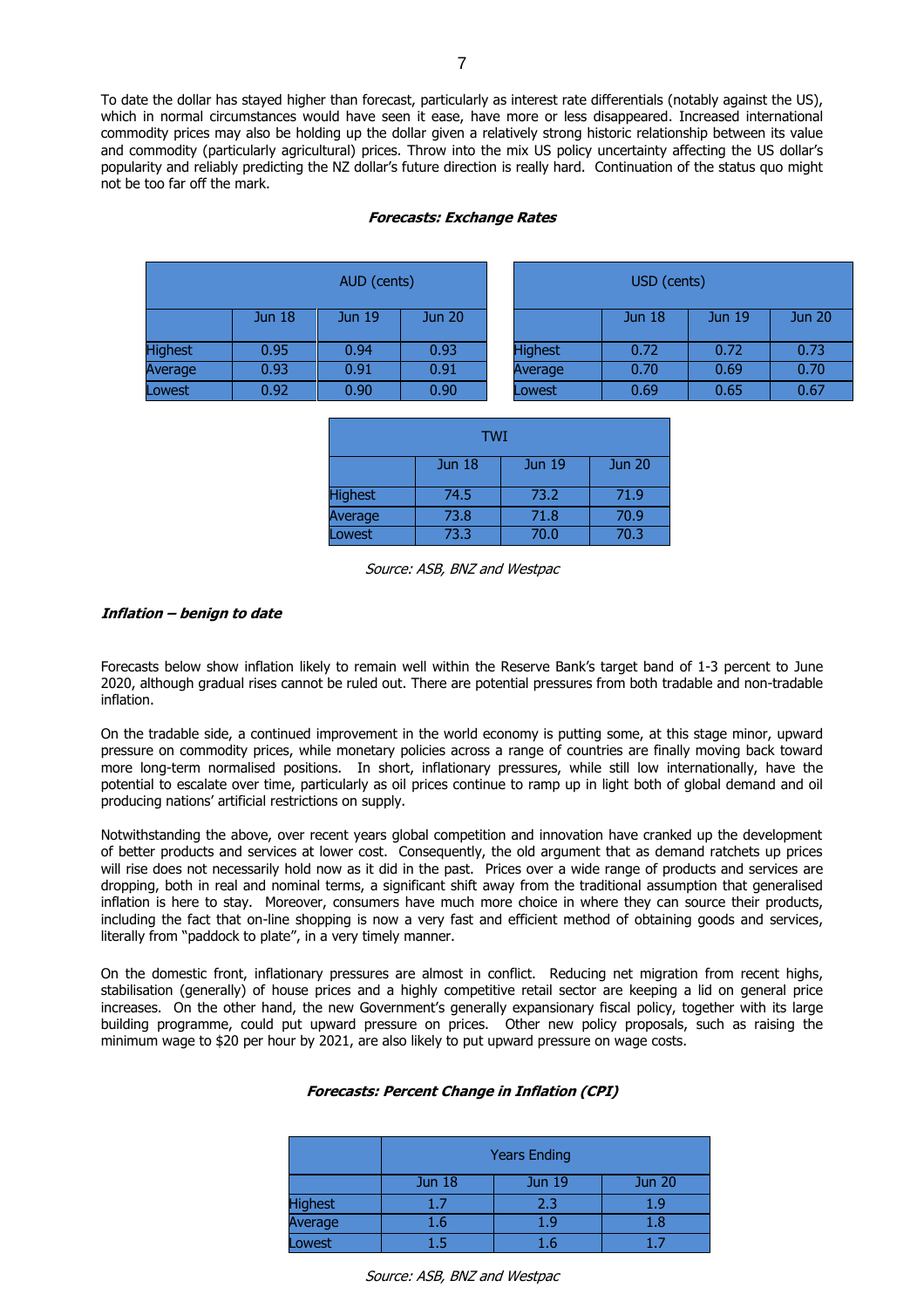To date the dollar has stayed higher than forecast, particularly as interest rate differentials (notably against the US), which in normal circumstances would have seen it ease, have more or less disappeared. Increased international commodity prices may also be holding up the dollar given a relatively strong historic relationship between its value and commodity (particularly agricultural) prices. Throw into the mix US policy uncertainty affecting the US dollar's popularity and reliably predicting the NZ dollar's future direction is really hard. Continuation of the status quo might not be too far off the mark.

***Forecasts: Exchange Rates***

| AUD (cents) | | | |
|---|---|---|---|
| | Jun 18 | Jun 19 | Jun 20 |
| Highest | 0.95 | 0.94 | 0.93 |
| Average | 0.93 | 0.91 | 0.91 |
| Lowest | 0.92 | 0.90 | 0.90 |

| USD (cents) | | | |
|---|---|---|---|
| | Jun 18 | Jun 19 | Jun 20 |
| Highest | 0.72 | 0.72 | 0.73 |
| Average | 0.70 | 0.69 | 0.70 |
| Lowest | 0.69 | 0.65 | 0.67 |

| TWI | | | |
|---|---|---|---|
| | Jun 18 | Jun 19 | Jun 20 |
| Highest | 74.5 | 73.2 | 71.9 |
| Average | 73.8 | 71.8 | 70.9 |
| Lowest | 73.3 | 70.0 | 70.3 |

*Source: ASB, BNZ and Westpac*

### ***Inflation – benign to date***

Forecasts below show inflation likely to remain well within the Reserve Bank's target band of 1-3 percent to June 2020, although gradual rises cannot be ruled out. There are potential pressures from both tradable and non-tradable inflation.

On the tradable side, a continued improvement in the world economy is putting some, at this stage minor, upward pressure on commodity prices, while monetary policies across a range of countries are finally moving back toward more long-term normalised positions. In short, inflationary pressures, while still low internationally, have the potential to escalate over time, particularly as oil prices continue to ramp up in light both of global demand and oil producing nations' artificial restrictions on supply.

Notwithstanding the above, over recent years global competition and innovation have cranked up the development of better products and services at lower cost. Consequently, the old argument that as demand ratchets up prices will rise does not necessarily hold now as it did in the past. Prices over a wide range of products and services are dropping, both in real and nominal terms, a significant shift away from the traditional assumption that generalised inflation is here to stay. Moreover, consumers have much more choice in where they can source their products, including the fact that on-line shopping is now a very fast and efficient method of obtaining goods and services, literally from "paddock to plate", in a very timely manner.

On the domestic front, inflationary pressures are almost in conflict. Reducing net migration from recent highs, stabilisation (generally) of house prices and a highly competitive retail sector are keeping a lid on general price increases. On the other hand, the new Government's generally expansionary fiscal policy, together with its large building programme, could put upward pressure on prices. Other new policy proposals, such as raising the minimum wage to $20 per hour by 2021, are also likely to put upward pressure on wage costs.

***Forecasts: Percent Change in Inflation (CPI)***

| | Years Ending | | |
|---|---|---|---|
| | Jun 18 | Jun 19 | Jun 20 |
| Highest | 1.7 | 2.3 | 1.9 |
| Average | 1.6 | 1.9 | 1.8 |
| Lowest | 1.5 | 1.6 | 1.7 |

*Source: ASB, BNZ and Westpac*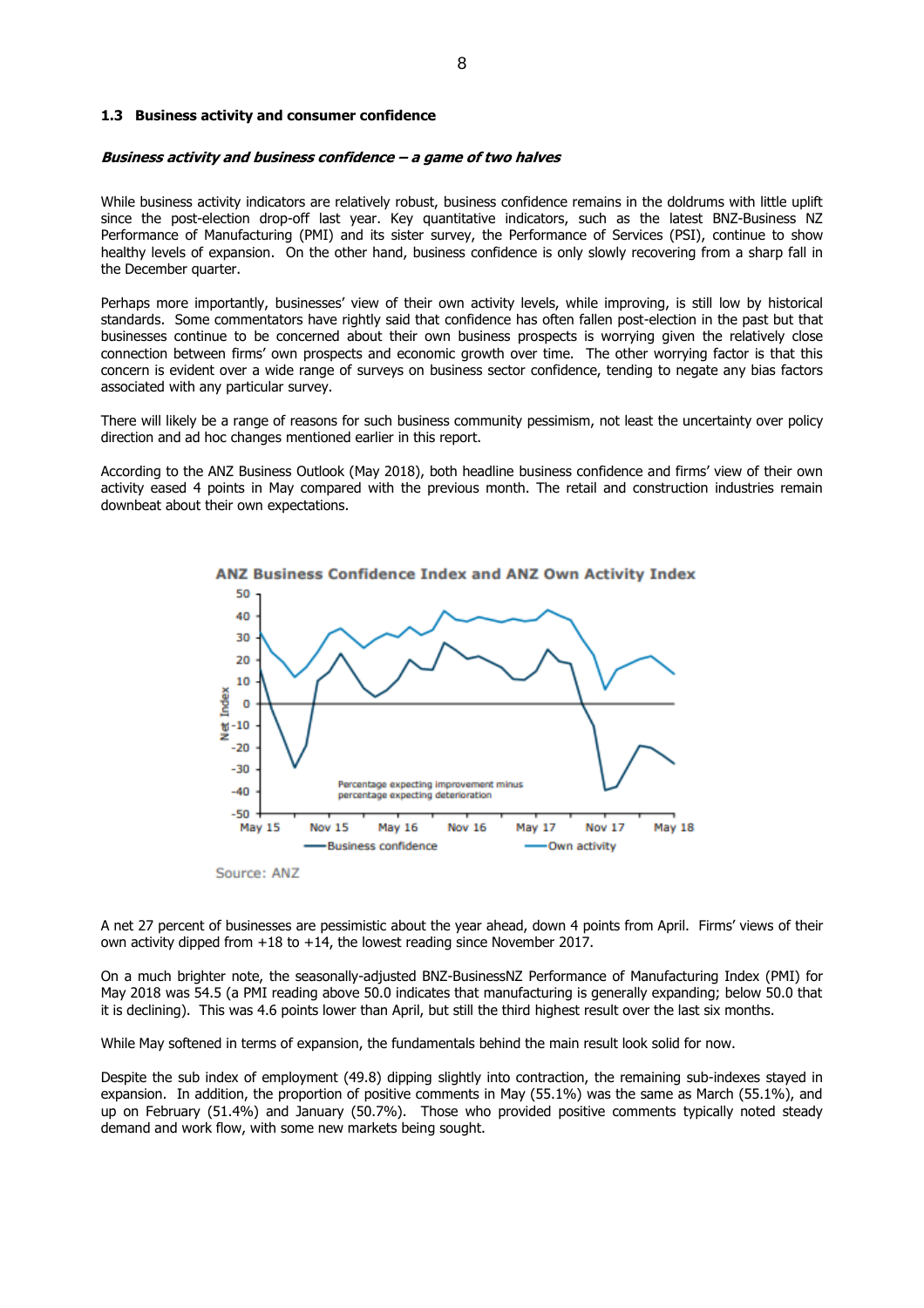### 1.3 Business activity and consumer confidence

***Business activity and business confidence – a game of two halves***

While business activity indicators are relatively robust, business confidence remains in the doldrums with little uplift since the post-election drop-off last year. Key quantitative indicators, such as the latest BNZ-Business NZ Performance of Manufacturing (PMI) and its sister survey, the Performance of Services (PSI), continue to show healthy levels of expansion. On the other hand, business confidence is only slowly recovering from a sharp fall in the December quarter.

Perhaps more importantly, businesses' view of their own activity levels, while improving, is still low by historical standards. Some commentators have rightly said that confidence has often fallen post-election in the past but that businesses continue to be concerned about their own business prospects is worrying given the relatively close connection between firms' own prospects and economic growth over time. The other worrying factor is that this concern is evident over a wide range of surveys on business sector confidence, tending to negate any bias factors associated with any particular survey.

There will likely be a range of reasons for such business community pessimism, not least the uncertainty over policy direction and ad hoc changes mentioned earlier in this report.

According to the ANZ Business Outlook (May 2018), both headline business confidence and firms' view of their own activity eased 4 points in May compared with the previous month. The retail and construction industries remain downbeat about their own expectations.

**ANZ Business Confidence Index and ANZ Own Activity Index**

Source: ANZ

A net 27 percent of businesses are pessimistic about the year ahead, down 4 points from April. Firms' views of their own activity dipped from +18 to +14, the lowest reading since November 2017.

On a much brighter note, the seasonally-adjusted BNZ-BusinessNZ Performance of Manufacturing Index (PMI) for May 2018 was 54.5 (a PMI reading above 50.0 indicates that manufacturing is generally expanding; below 50.0 that it is declining). This was 4.6 points lower than April, but still the third highest result over the last six months.

While May softened in terms of expansion, the fundamentals behind the main result look solid for now.

Despite the sub index of employment (49.8) dipping slightly into contraction, the remaining sub-indexes stayed in expansion. In addition, the proportion of positive comments in May (55.1%) was the same as March (55.1%), and up on February (51.4%) and January (50.7%). Those who provided positive comments typically noted steady demand and work flow, with some new markets being sought.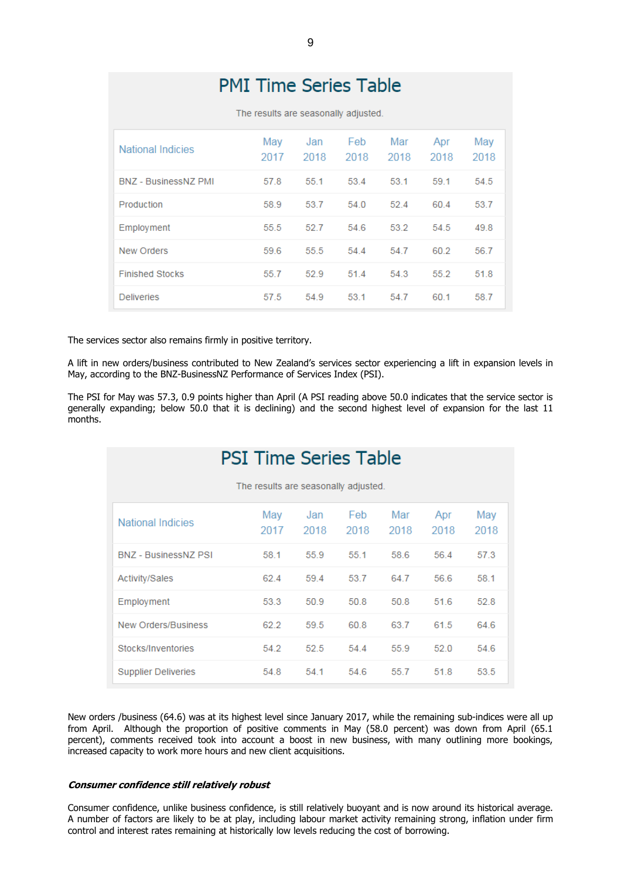## PMI Time Series Table

The results are seasonally adjusted.

| National Indicies | May 2017 | Jan 2018 | Feb 2018 | Mar 2018 | Apr 2018 | May 2018 |
|---|---|---|---|---|---|---|
| BNZ - BusinessNZ PMI | 57.8 | 55.1 | 53.4 | 53.1 | 59.1 | 54.5 |
| Production | 58.9 | 53.7 | 54.0 | 52.4 | 60.4 | 53.7 |
| Employment | 55.5 | 52.7 | 54.6 | 53.2 | 54.5 | 49.8 |
| New Orders | 59.6 | 55.5 | 54.4 | 54.7 | 60.2 | 56.7 |
| Finished Stocks | 55.7 | 52.9 | 51.4 | 54.3 | 55.2 | 51.8 |
| Deliveries | 57.5 | 54.9 | 53.1 | 54.7 | 60.1 | 58.7 |

The services sector also remains firmly in positive territory.

A lift in new orders/business contributed to New Zealand's services sector experiencing a lift in expansion levels in May, according to the BNZ-BusinessNZ Performance of Services Index (PSI).

The PSI for May was 57.3, 0.9 points higher than April (A PSI reading above 50.0 indicates that the service sector is generally expanding; below 50.0 that it is declining) and the second highest level of expansion for the last 11 months.

## PSI Time Series Table

The results are seasonally adjusted.

| National Indicies | May 2017 | Jan 2018 | Feb 2018 | Mar 2018 | Apr 2018 | May 2018 |
|---|---|---|---|---|---|---|
| BNZ - BusinessNZ PSI | 58.1 | 55.9 | 55.1 | 58.6 | 56.4 | 57.3 |
| Activity/Sales | 62.4 | 59.4 | 53.7 | 64.7 | 56.6 | 58.1 |
| Employment | 53.3 | 50.9 | 50.8 | 50.8 | 51.6 | 52.8 |
| New Orders/Business | 62.2 | 59.5 | 60.8 | 63.7 | 61.5 | 64.6 |
| Stocks/Inventories | 54.2 | 52.5 | 54.4 | 55.9 | 52.0 | 54.6 |
| Supplier Deliveries | 54.8 | 54.1 | 54.6 | 55.7 | 51.8 | 53.5 |

New orders /business (64.6) was at its highest level since January 2017, while the remaining sub-indices were all up from April. Although the proportion of positive comments in May (58.0 percent) was down from April (65.1 percent), comments received took into account a boost in new business, with many outlining more bookings, increased capacity to work more hours and new client acquisitions.

***Consumer confidence still relatively robust***

Consumer confidence, unlike business confidence, is still relatively buoyant and is now around its historical average. A number of factors are likely to be at play, including labour market activity remaining strong, inflation under firm control and interest rates remaining at historically low levels reducing the cost of borrowing.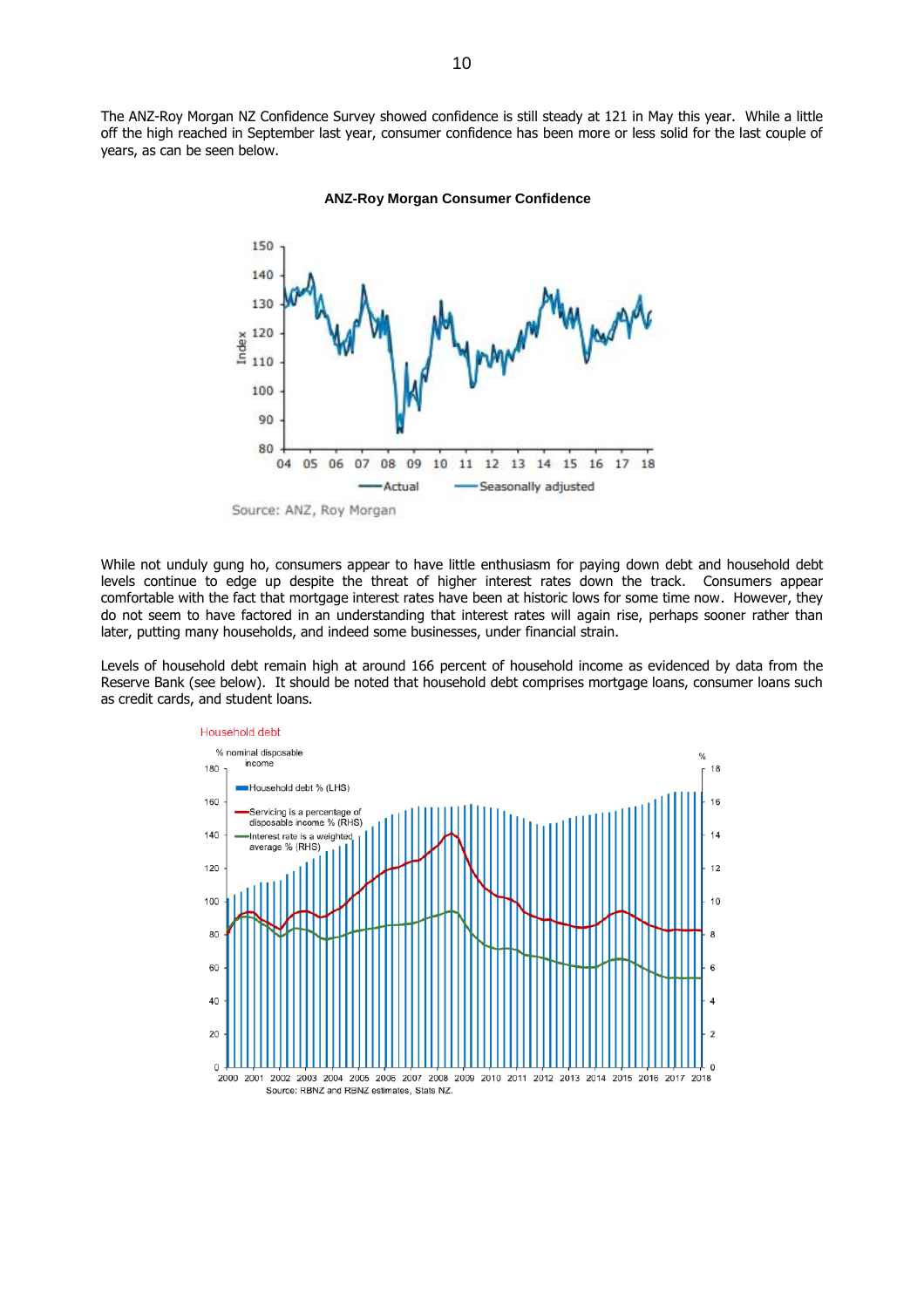The ANZ-Roy Morgan NZ Confidence Survey showed confidence is still steady at 121 in May this year. While a little off the high reached in September last year, consumer confidence has been more or less solid for the last couple of years, as can be seen below.

**ANZ-Roy Morgan Consumer Confidence**

Source: ANZ, Roy Morgan

While not unduly gung ho, consumers appear to have little enthusiasm for paying down debt and household debt levels continue to edge up despite the threat of higher interest rates down the track. Consumers appear comfortable with the fact that mortgage interest rates have been at historic lows for some time now. However, they do not seem to have factored in an understanding that interest rates will again rise, perhaps sooner rather than later, putting many households, and indeed some businesses, under financial strain.

Levels of household debt remain high at around 166 percent of household income as evidenced by data from the Reserve Bank (see below). It should be noted that household debt comprises mortgage loans, consumer loans such as credit cards, and student loans.

Household debt

Source: RBNZ and RBNZ estimates, Stats NZ.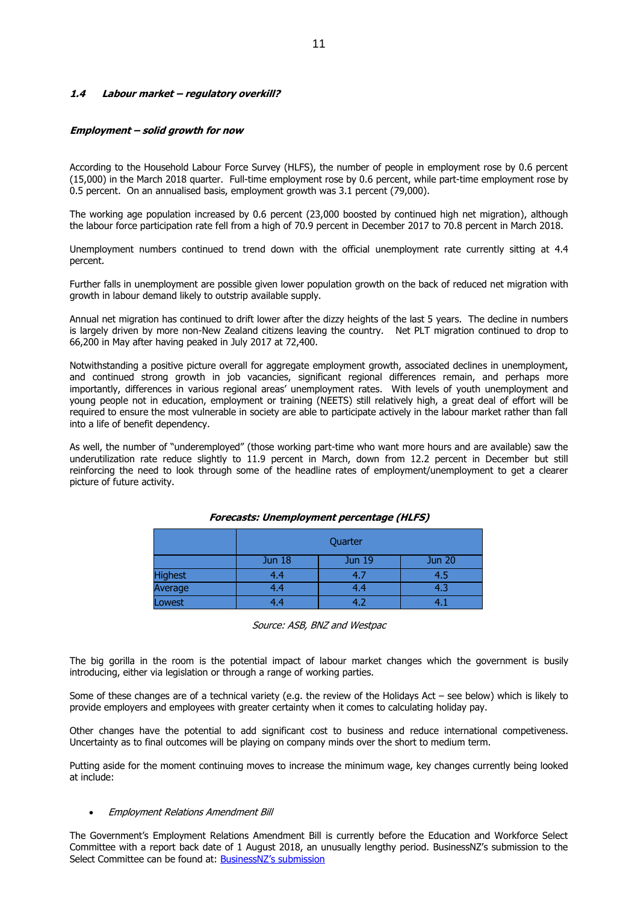### *1.4 Labour market – regulatory overkill?*

***Employment – solid growth for now***

According to the Household Labour Force Survey (HLFS), the number of people in employment rose by 0.6 percent (15,000) in the March 2018 quarter. Full-time employment rose by 0.6 percent, while part-time employment rose by 0.5 percent. On an annualised basis, employment growth was 3.1 percent (79,000).

The working age population increased by 0.6 percent (23,000 boosted by continued high net migration), although the labour force participation rate fell from a high of 70.9 percent in December 2017 to 70.8 percent in March 2018.

Unemployment numbers continued to trend down with the official unemployment rate currently sitting at 4.4 percent.

Further falls in unemployment are possible given lower population growth on the back of reduced net migration with growth in labour demand likely to outstrip available supply.

Annual net migration has continued to drift lower after the dizzy heights of the last 5 years. The decline in numbers is largely driven by more non-New Zealand citizens leaving the country. Net PLT migration continued to drop to 66,200 in May after having peaked in July 2017 at 72,400.

Notwithstanding a positive picture overall for aggregate employment growth, associated declines in unemployment, and continued strong growth in job vacancies, significant regional differences remain, and perhaps more importantly, differences in various regional areas' unemployment rates. With levels of youth unemployment and young people not in education, employment or training (NEETS) still relatively high, a great deal of effort will be required to ensure the most vulnerable in society are able to participate actively in the labour market rather than fall into a life of benefit dependency.

As well, the number of "underemployed" (those working part-time who want more hours and are available) saw the underutilization rate reduce slightly to 11.9 percent in March, down from 12.2 percent in December but still reinforcing the need to look through some of the headline rates of employment/unemployment to get a clearer picture of future activity.

***Forecasts: Unemployment percentage (HLFS)***

| | Quarter | | |
|---|---|---|---|
| | Jun 18 | Jun 19 | Jun 20 |
| Highest | 4.4 | 4.7 | 4.5 |
| Average | 4.4 | 4.4 | 4.3 |
| Lowest | 4.4 | 4.2 | 4.1 |

*Source: ASB, BNZ and Westpac*

The big gorilla in the room is the potential impact of labour market changes which the government is busily introducing, either via legislation or through a range of working parties.

Some of these changes are of a technical variety (e.g. the review of the Holidays Act – see below) which is likely to provide employers and employees with greater certainty when it comes to calculating holiday pay.

Other changes have the potential to add significant cost to business and reduce international competiveness. Uncertainty as to final outcomes will be playing on company minds over the short to medium term.

Putting aside for the moment continuing moves to increase the minimum wage, key changes currently being looked at include:

- *Employment Relations Amendment Bill*

The Government's Employment Relations Amendment Bill is currently before the Education and Workforce Select Committee with a report back date of 1 August 2018, an unusually lengthy period. BusinessNZ's submission to the Select Committee can be found at: BusinessNZ's submission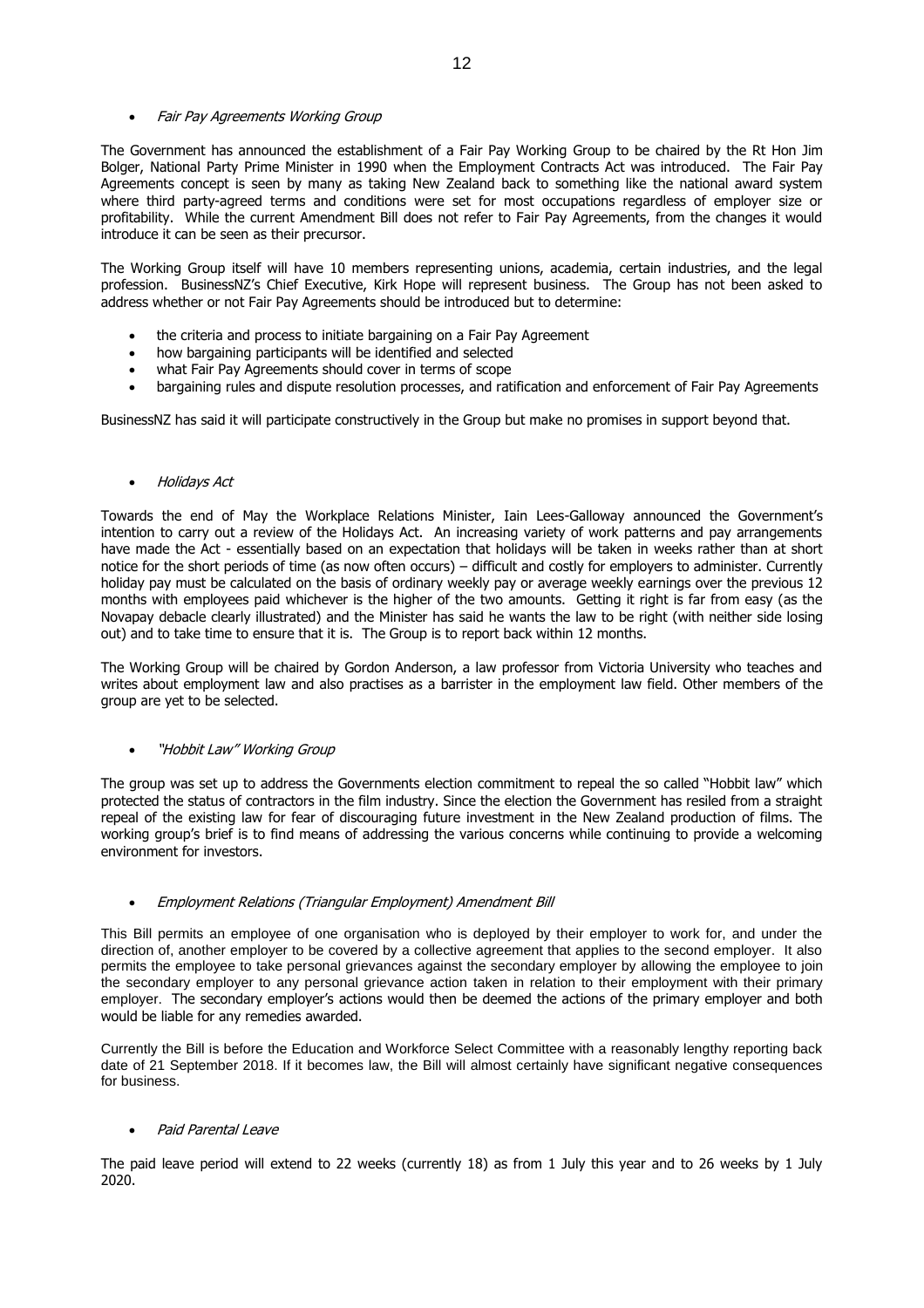- *Fair Pay Agreements Working Group*

The Government has announced the establishment of a Fair Pay Working Group to be chaired by the Rt Hon Jim Bolger, National Party Prime Minister in 1990 when the Employment Contracts Act was introduced. The Fair Pay Agreements concept is seen by many as taking New Zealand back to something like the national award system where third party-agreed terms and conditions were set for most occupations regardless of employer size or profitability. While the current Amendment Bill does not refer to Fair Pay Agreements, from the changes it would introduce it can be seen as their precursor.

The Working Group itself will have 10 members representing unions, academia, certain industries, and the legal profession. BusinessNZ's Chief Executive, Kirk Hope will represent business. The Group has not been asked to address whether or not Fair Pay Agreements should be introduced but to determine:

- the criteria and process to initiate bargaining on a Fair Pay Agreement
- how bargaining participants will be identified and selected
- what Fair Pay Agreements should cover in terms of scope
- bargaining rules and dispute resolution processes, and ratification and enforcement of Fair Pay Agreements

BusinessNZ has said it will participate constructively in the Group but make no promises in support beyond that.

- *Holidays Act*

Towards the end of May the Workplace Relations Minister, Iain Lees-Galloway announced the Government's intention to carry out a review of the Holidays Act. An increasing variety of work patterns and pay arrangements have made the Act - essentially based on an expectation that holidays will be taken in weeks rather than at short notice for the short periods of time (as now often occurs) – difficult and costly for employers to administer. Currently holiday pay must be calculated on the basis of ordinary weekly pay or average weekly earnings over the previous 12 months with employees paid whichever is the higher of the two amounts. Getting it right is far from easy (as the Novapay debacle clearly illustrated) and the Minister has said he wants the law to be right (with neither side losing out) and to take time to ensure that it is. The Group is to report back within 12 months.

The Working Group will be chaired by Gordon Anderson, a law professor from Victoria University who teaches and writes about employment law and also practises as a barrister in the employment law field. Other members of the group are yet to be selected.

- *"Hobbit Law" Working Group*

The group was set up to address the Governments election commitment to repeal the so called "Hobbit law" which protected the status of contractors in the film industry. Since the election the Government has resiled from a straight repeal of the existing law for fear of discouraging future investment in the New Zealand production of films. The working group's brief is to find means of addressing the various concerns while continuing to provide a welcoming environment for investors.

- *Employment Relations (Triangular Employment) Amendment Bill*

This Bill permits an employee of one organisation who is deployed by their employer to work for, and under the direction of, another employer to be covered by a collective agreement that applies to the second employer. It also permits the employee to take personal grievances against the secondary employer by allowing the employee to join the secondary employer to any personal grievance action taken in relation to their employment with their primary employer. The secondary employer's actions would then be deemed the actions of the primary employer and both would be liable for any remedies awarded.

Currently the Bill is before the Education and Workforce Select Committee with a reasonably lengthy reporting back date of 21 September 2018. If it becomes law, the Bill will almost certainly have significant negative consequences for business.

- *Paid Parental Leave*

The paid leave period will extend to 22 weeks (currently 18) as from 1 July this year and to 26 weeks by 1 July 2020.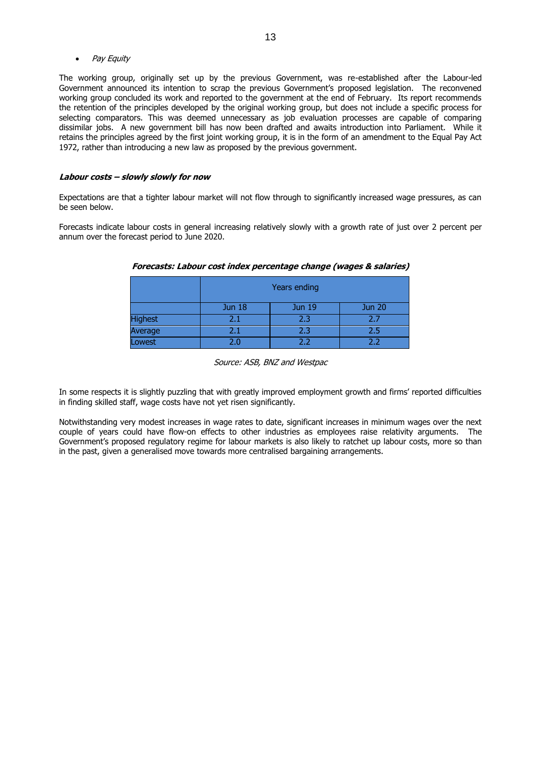- *Pay Equity*

The working group, originally set up by the previous Government, was re-established after the Labour-led Government announced its intention to scrap the previous Government's proposed legislation. The reconvened working group concluded its work and reported to the government at the end of February. Its report recommends the retention of the principles developed by the original working group, but does not include a specific process for selecting comparators. This was deemed unnecessary as job evaluation processes are capable of comparing dissimilar jobs. A new government bill has now been drafted and awaits introduction into Parliament. While it retains the principles agreed by the first joint working group, it is in the form of an amendment to the Equal Pay Act 1972, rather than introducing a new law as proposed by the previous government.

***Labour costs – slowly slowly for now***

Expectations are that a tighter labour market will not flow through to significantly increased wage pressures, as can be seen below.

Forecasts indicate labour costs in general increasing relatively slowly with a growth rate of just over 2 percent per annum over the forecast period to June 2020.

***Forecasts: Labour cost index percentage change (wages & salaries)***

| | Years ending | | |
|---|---|---|---|
| | Jun 18 | Jun 19 | Jun 20 |
| Highest | 2.1 | 2.3 | 2.7 |
| Average | 2.1 | 2.3 | 2.5 |
| Lowest | 2.0 | 2.2 | 2.2 |

*Source: ASB, BNZ and Westpac*

In some respects it is slightly puzzling that with greatly improved employment growth and firms' reported difficulties in finding skilled staff, wage costs have not yet risen significantly.

Notwithstanding very modest increases in wage rates to date, significant increases in minimum wages over the next couple of years could have flow-on effects to other industries as employees raise relativity arguments. The Government's proposed regulatory regime for labour markets is also likely to ratchet up labour costs, more so than in the past, given a generalised move towards more centralised bargaining arrangements.